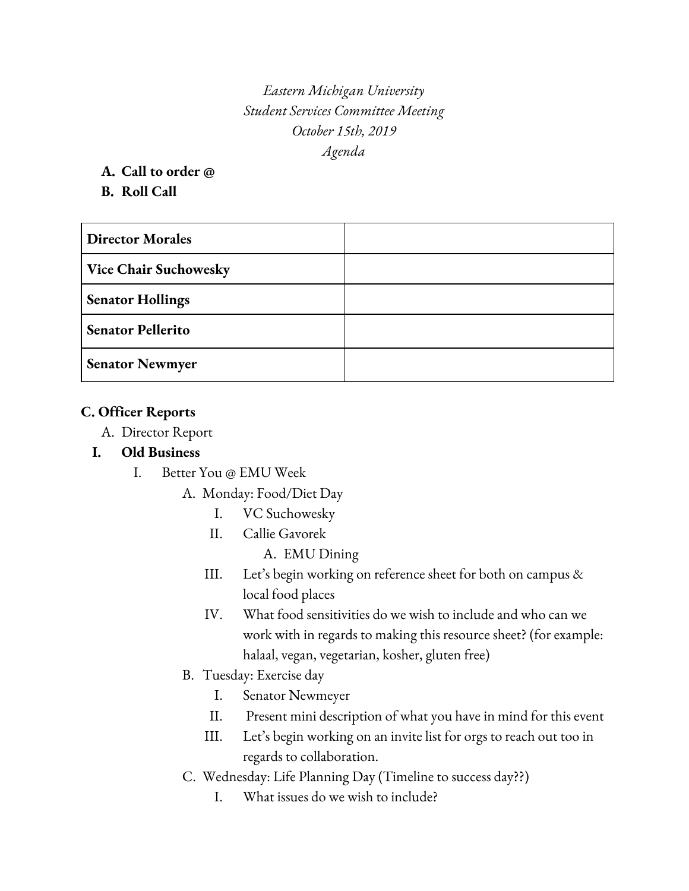*Eastern Michigan University*
*Student Services Committee Meeting*
*October 15th, 2019*
*Agenda*

**A. Call to order @**

**B. Roll Call**

| | |
|---|---|
| **Director Morales** | |
| **Vice Chair Suchowesky** | |
| **Senator Hollings** | |
| **Senator Pellerito** | |
| **Senator Newmyer** | |

**C. Officer Reports**

A. Director Report

**I. Old Business**

I. Better You @ EMU Week

A. Monday: Food/Diet Day

I. VC Suchowesky

II. Callie Gavorek

A. EMU Dining

III. Let's begin working on reference sheet for both on campus & local food places

IV. What food sensitivities do we wish to include and who can we work with in regards to making this resource sheet? (for example: halaal, vegan, vegetarian, kosher, gluten free)

B. Tuesday: Exercise day

I. Senator Newmeyer

II. Present mini description of what you have in mind for this event

III. Let's begin working on an invite list for orgs to reach out too in regards to collaboration.

C. Wednesday: Life Planning Day (Timeline to success day??)

I. What issues do we wish to include?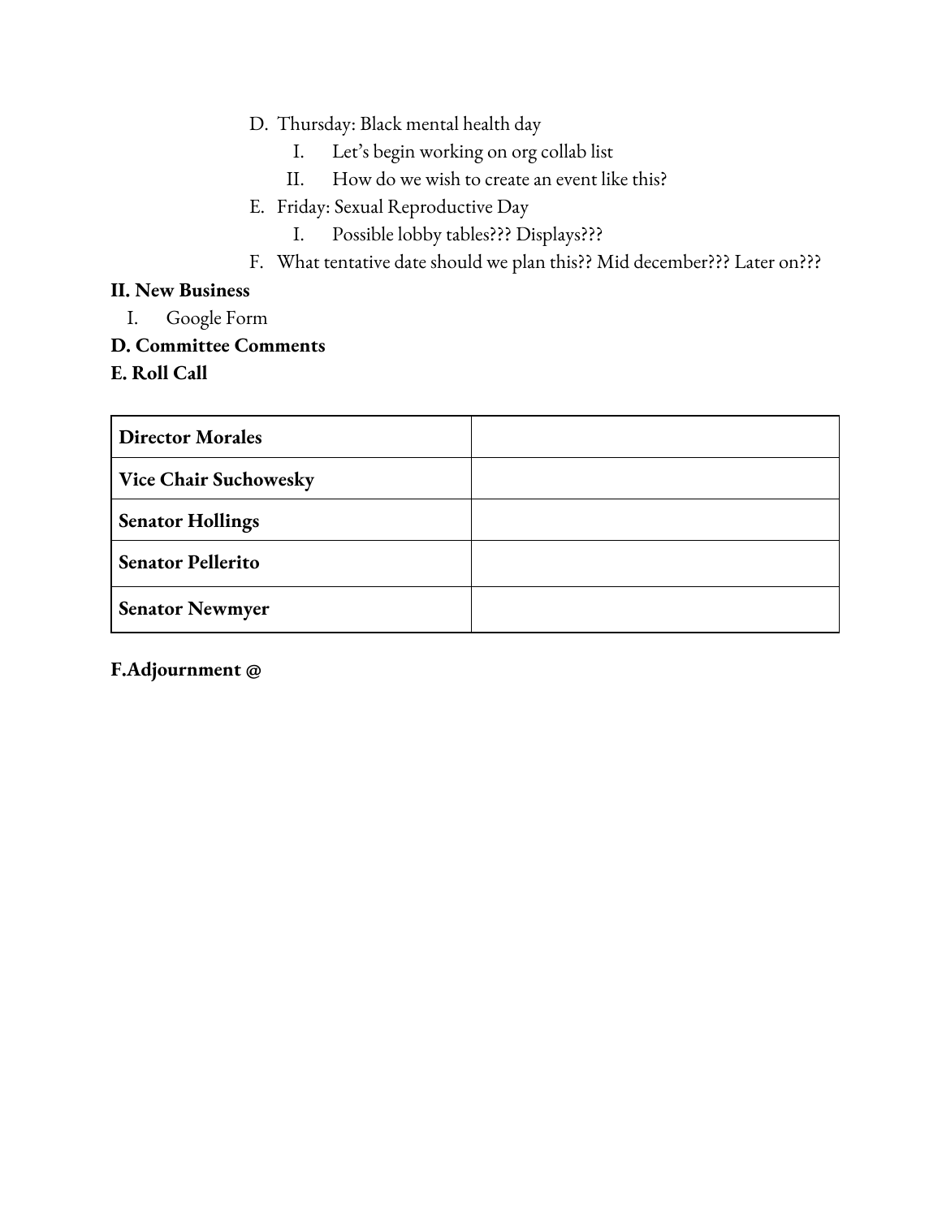D. Thursday: Black mental health day
    I. Let's begin working on org collab list
    II. How do we wish to create an event like this?

E. Friday: Sexual Reproductive Day
    I. Possible lobby tables??? Displays???

F. What tentative date should we plan this?? Mid december??? Later on???

**II. New Business**

I. Google Form

**D. Committee Comments**

**E. Roll Call**

| | |
|---|---|
| **Director Morales** | |
| **Vice Chair Suchowesky** | |
| **Senator Hollings** | |
| **Senator Pellerito** | |
| **Senator Newmyer** | |

**F.Adjournment @**